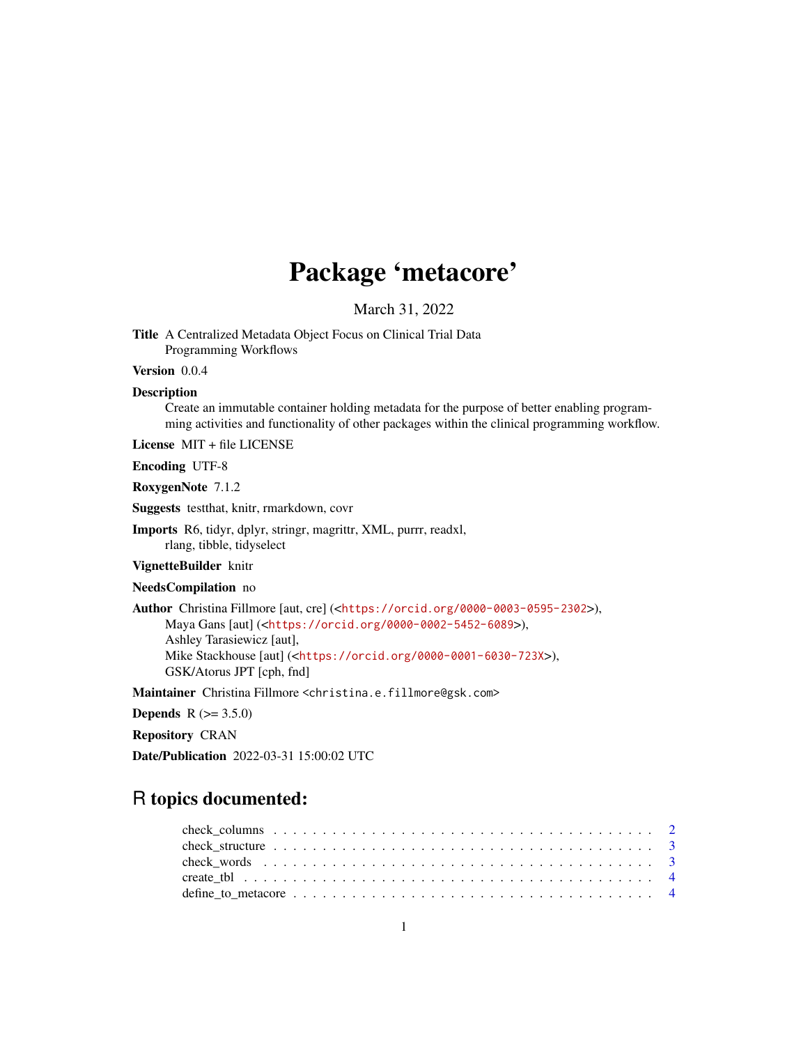# Package 'metacore'

March 31, 2022

**Title** A Centralized Metadata Object Focus on Clinical Trial Data Programming Workflows

**Version** 0.0.4

**Description** Create an immutable container holding metadata for the purpose of better enabling programming activities and functionality of other packages within the clinical programming workflow.

**License** MIT + file LICENSE

**Encoding** UTF-8

**RoxygenNote** 7.1.2

**Suggests** testthat, knitr, rmarkdown, covr

**Imports** R6, tidyr, dplyr, stringr, magrittr, XML, purrr, readxl, rlang, tibble, tidyselect

**VignetteBuilder** knitr

**NeedsCompilation** no

**Author** Christina Fillmore [aut, cre] (<https://orcid.org/0000-0003-0595-2302>), Maya Gans [aut] (<https://orcid.org/0000-0002-5452-6089>), Ashley Tarasiewicz [aut], Mike Stackhouse [aut] (<https://orcid.org/0000-0001-6030-723X>), GSK/Atorus JPT [cph, fnd]

**Maintainer** Christina Fillmore <christina.e.fillmore@gsk.com>

**Depends** R (>= 3.5.0)

**Repository** CRAN

**Date/Publication** 2022-03-31 15:00:02 UTC

## R topics documented:

- check_columns . . . . . . . . . . . . . . . . . . . . . . . . . . . . . . . . . . . . 2
- check_structure . . . . . . . . . . . . . . . . . . . . . . . . . . . . . . . . . . . . 3
- check_words . . . . . . . . . . . . . . . . . . . . . . . . . . . . . . . . . . . . 3
- create_tbl . . . . . . . . . . . . . . . . . . . . . . . . . . . . . . . . . . . . 4
- define_to_metacore . . . . . . . . . . . . . . . . . . . . . . . . . . . . . . . . . . . . 4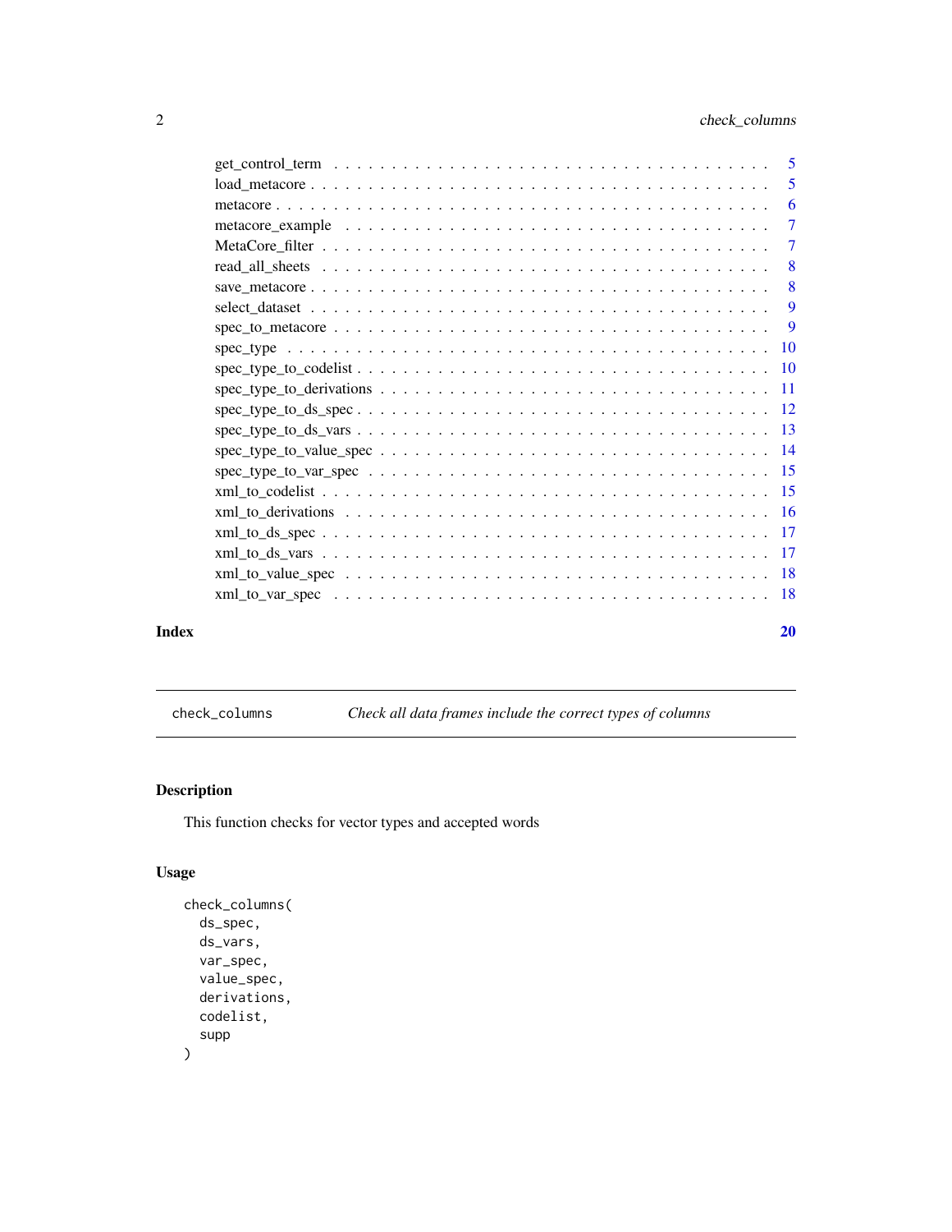get_control_term . . . . . . . . . . . . . . . . . . . . . . . . . . . . . . . . . . 5
load_metacore . . . . . . . . . . . . . . . . . . . . . . . . . . . . . . . . . . . . 5
metacore . . . . . . . . . . . . . . . . . . . . . . . . . . . . . . . . . . . . . . . 6
metacore_example . . . . . . . . . . . . . . . . . . . . . . . . . . . . . . . . . . 7
MetaCore_filter . . . . . . . . . . . . . . . . . . . . . . . . . . . . . . . . . . . 7
read_all_sheets . . . . . . . . . . . . . . . . . . . . . . . . . . . . . . . . . . . 8
save_metacore . . . . . . . . . . . . . . . . . . . . . . . . . . . . . . . . . . . . 8
select_dataset . . . . . . . . . . . . . . . . . . . . . . . . . . . . . . . . . . . . 9
spec_to_metacore . . . . . . . . . . . . . . . . . . . . . . . . . . . . . . . . . . 9
spec_type . . . . . . . . . . . . . . . . . . . . . . . . . . . . . . . . . . . . . . 10
spec_type_to_codelist . . . . . . . . . . . . . . . . . . . . . . . . . . . . . . . 10
spec_type_to_derivations . . . . . . . . . . . . . . . . . . . . . . . . . . . . . 11
spec_type_to_ds_spec . . . . . . . . . . . . . . . . . . . . . . . . . . . . . . . 12
spec_type_to_ds_vars . . . . . . . . . . . . . . . . . . . . . . . . . . . . . . . 13
spec_type_to_value_spec . . . . . . . . . . . . . . . . . . . . . . . . . . . . . 14
spec_type_to_var_spec . . . . . . . . . . . . . . . . . . . . . . . . . . . . . . 15
xml_to_codelist . . . . . . . . . . . . . . . . . . . . . . . . . . . . . . . . . . 15
xml_to_derivations . . . . . . . . . . . . . . . . . . . . . . . . . . . . . . . . 16
xml_to_ds_spec . . . . . . . . . . . . . . . . . . . . . . . . . . . . . . . . . . 17
xml_to_ds_vars . . . . . . . . . . . . . . . . . . . . . . . . . . . . . . . . . . 17
xml_to_value_spec . . . . . . . . . . . . . . . . . . . . . . . . . . . . . . . . . 18
xml_to_var_spec . . . . . . . . . . . . . . . . . . . . . . . . . . . . . . . . . . 18

**Index** **20**

---

`check_columns` *Check all data frames include the correct types of columns*

---

## Description

This function checks for vector types and accepted words

## Usage

```
check_columns(
  ds_spec,
  ds_vars,
  var_spec,
  value_spec,
  derivations,
  codelist,
  supp
)
```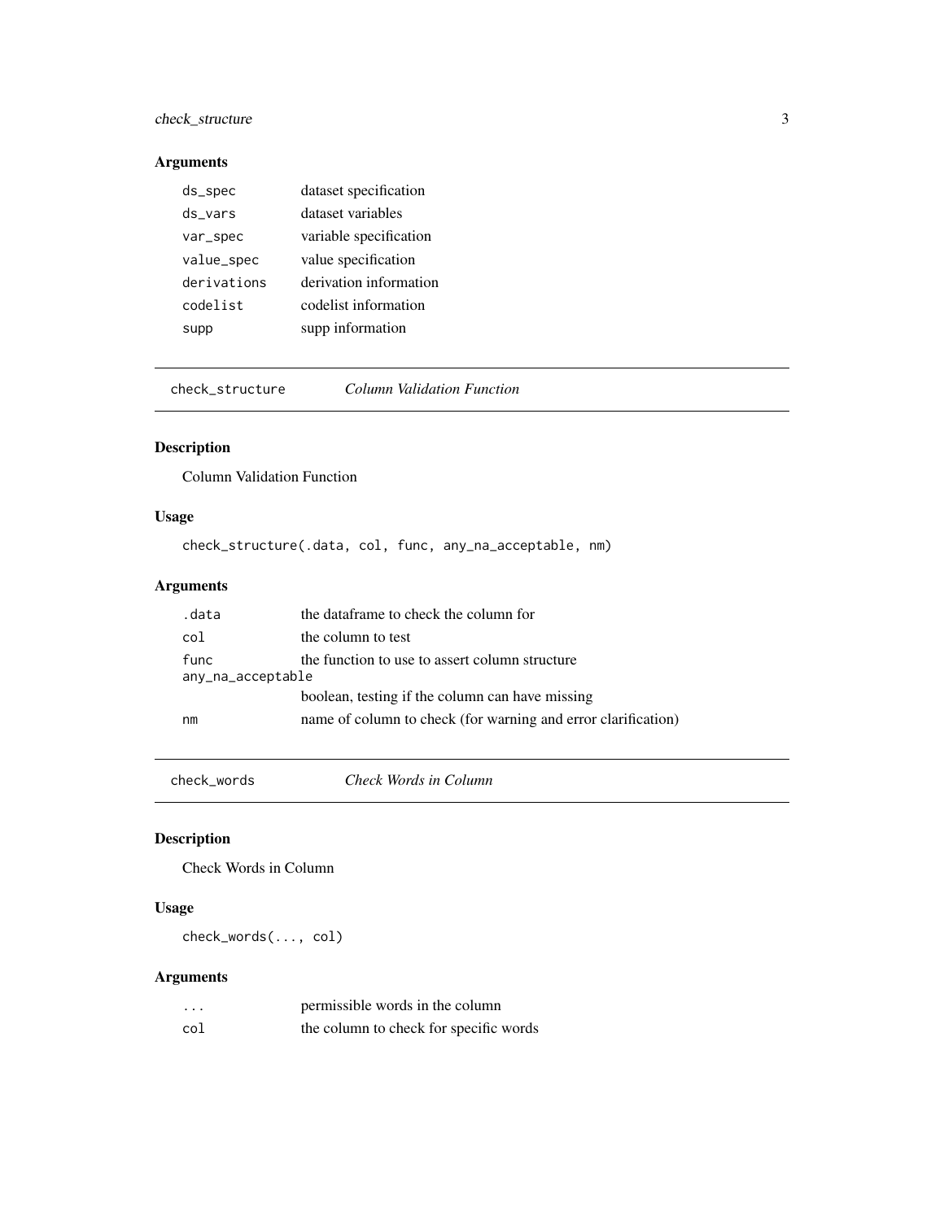## Arguments

| | |
|---|---|
| `ds_spec` | dataset specification |
| `ds_vars` | dataset variables |
| `var_spec` | variable specification |
| `value_spec` | value specification |
| `derivations` | derivation information |
| `codelist` | codelist information |
| `supp` | supp information |

---

# `check_structure` *Column Validation Function*

## Description

Column Validation Function

## Usage

```
check_structure(.data, col, func, any_na_acceptable, nm)
```

## Arguments

| | |
|---|---|
| `.data` | the dataframe to check the column for |
| `col` | the column to test |
| `func` | the function to use to assert column structure |
| `any_na_acceptable` | boolean, testing if the column can have missing |
| `nm` | name of column to check (for warning and error clarification) |

---

# `check_words` *Check Words in Column*

## Description

Check Words in Column

## Usage

```
check_words(..., col)
```

## Arguments

| | |
|---|---|
| `...` | permissible words in the column |
| `col` | the column to check for specific words |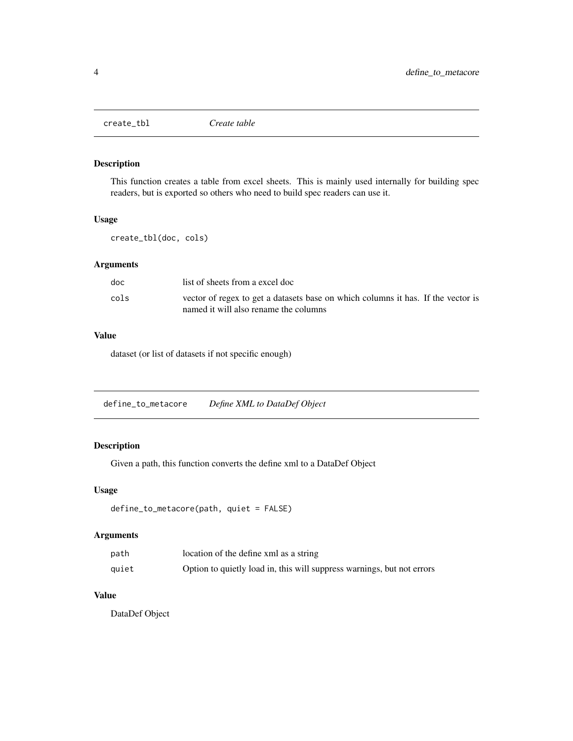## create_tbl — *Create table*

### Description

This function creates a table from excel sheets. This is mainly used internally for building spec readers, but is exported so others who need to build spec readers can use it.

### Usage

```
create_tbl(doc, cols)
```

### Arguments

| | |
|---|---|
| doc | list of sheets from a excel doc |
| cols | vector of regex to get a datasets base on which columns it has. If the vector is named it will also rename the columns |

### Value

dataset (or list of datasets if not specific enough)

## define_to_metacore — *Define XML to DataDef Object*

### Description

Given a path, this function converts the define xml to a DataDef Object

### Usage

```
define_to_metacore(path, quiet = FALSE)
```

### Arguments

| | |
|---|---|
| path | location of the define xml as a string |
| quiet | Option to quietly load in, this will suppress warnings, but not errors |

### Value

DataDef Object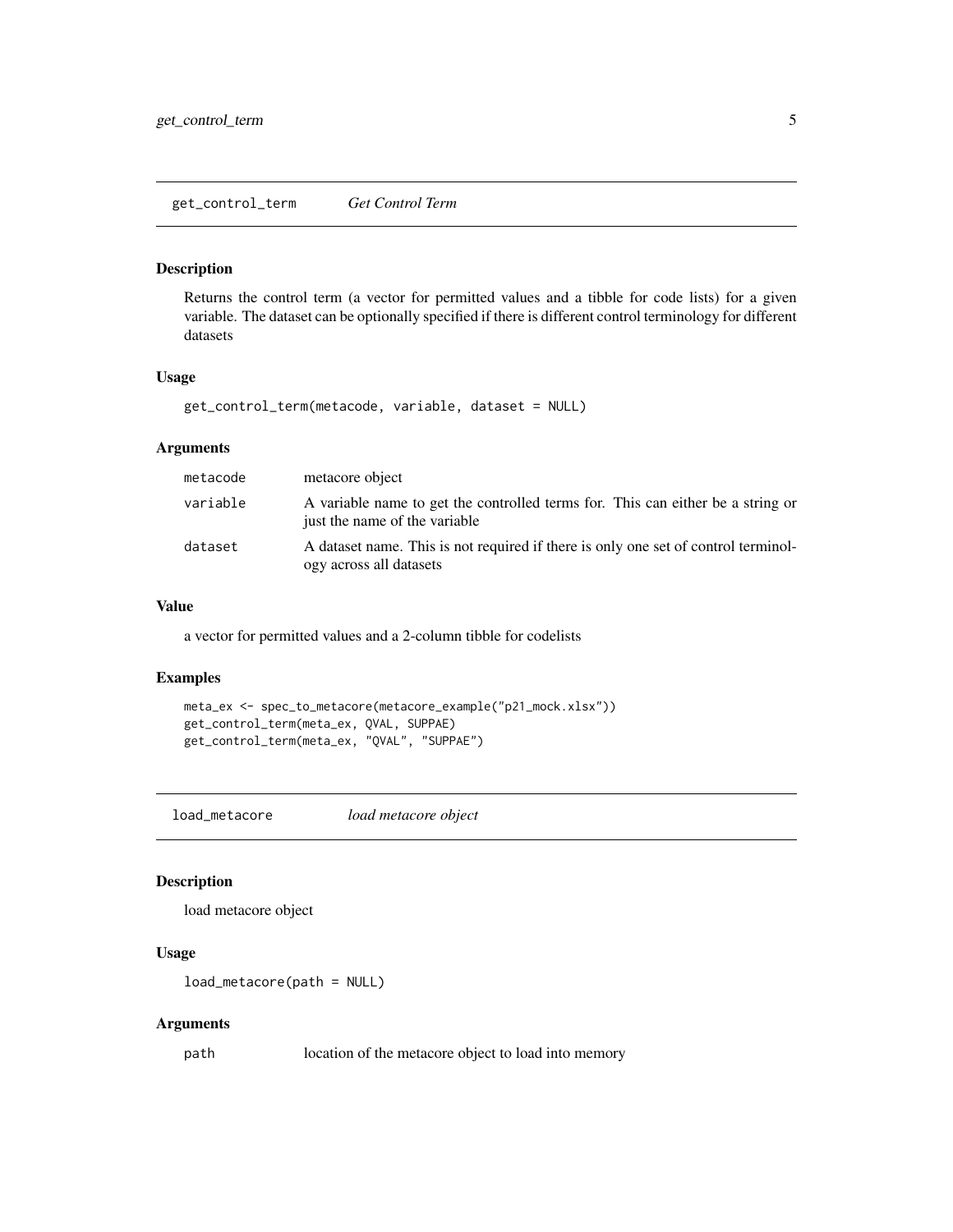## get_control_term *Get Control Term*

### Description

Returns the control term (a vector for permitted values and a tibble for code lists) for a given variable. The dataset can be optionally specified if there is different control terminology for different datasets

### Usage

```
get_control_term(metacode, variable, dataset = NULL)
```

### Arguments

| | |
|---|---|
| `metacode` | metacore object |
| `variable` | A variable name to get the controlled terms for. This can either be a string or just the name of the variable |
| `dataset` | A dataset name. This is not required if there is only one set of control terminology across all datasets |

### Value

a vector for permitted values and a 2-column tibble for codelists

### Examples

```
meta_ex <- spec_to_metacore(metacore_example("p21_mock.xlsx"))
get_control_term(meta_ex, QVAL, SUPPAE)
get_control_term(meta_ex, "QVAL", "SUPPAE")
```

## load_metacore *load metacore object*

### Description

load metacore object

### Usage

```
load_metacore(path = NULL)
```

### Arguments

| | |
|---|---|
| `path` | location of the metacore object to load into memory |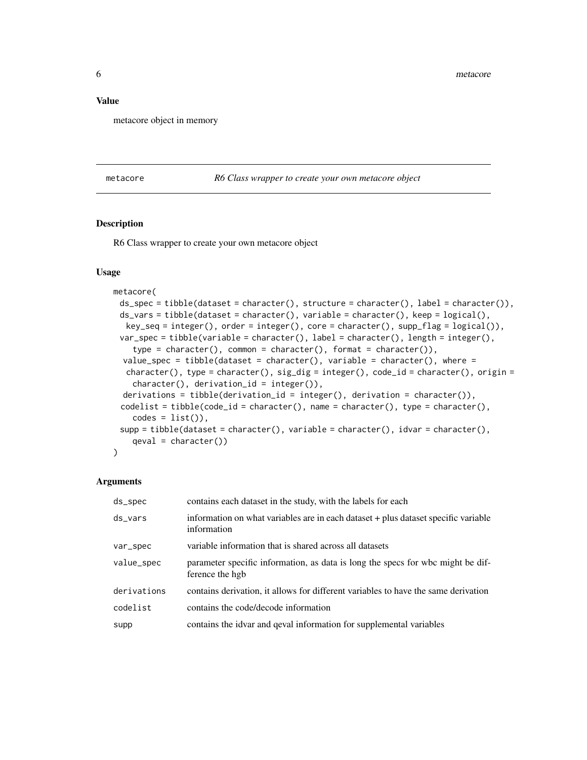## Value

metacore object in memory

---

## metacore — *R6 Class wrapper to create your own metacore object*

### Description

R6 Class wrapper to create your own metacore object

### Usage

```
metacore(
  ds_spec = tibble(dataset = character(), structure = character(), label = character()),
  ds_vars = tibble(dataset = character(), variable = character(), keep = logical(),
   key_seq = integer(), order = integer(), core = character(), supp_flag = logical()),
  var_spec = tibble(variable = character(), label = character(), length = integer(),
    type = character(), common = character(), format = character()),
   value_spec = tibble(dataset = character(), variable = character(), where =
   character(), type = character(), sig_dig = integer(), code_id = character(), origin =
    character(), derivation_id = integer()),
   derivations = tibble(derivation_id = integer(), derivation = character()),
  codelist = tibble(code_id = character(), name = character(), type = character(),
    codes = list()),
  supp = tibble(dataset = character(), variable = character(), idvar = character(),
    qeval = character())
)
```

### Arguments

| | |
|---|---|
| ds_spec | contains each dataset in the study, with the labels for each |
| ds_vars | information on what variables are in each dataset + plus dataset specific variable information |
| var_spec | variable information that is shared across all datasets |
| value_spec | parameter specific information, as data is long the specs for wbc might be difference the hgb |
| derivations | contains derivation, it allows for different variables to have the same derivation |
| codelist | contains the code/decode information |
| supp | contains the idvar and qeval information for supplemental variables |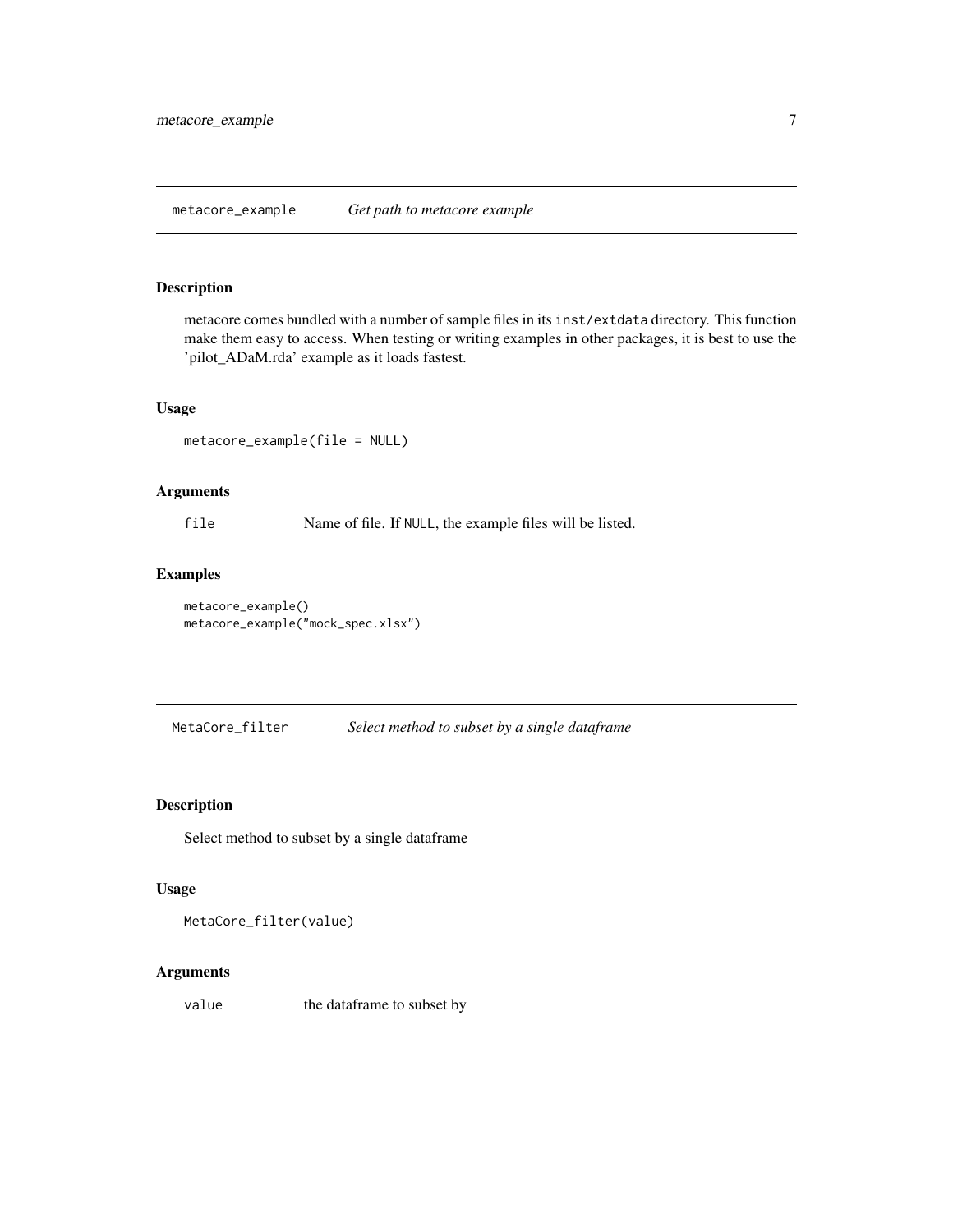## metacore_example *Get path to metacore example*

### Description

metacore comes bundled with a number of sample files in its `inst/extdata` directory. This function make them easy to access. When testing or writing examples in other packages, it is best to use the 'pilot_ADaM.rda' example as it loads fastest.

### Usage

```
metacore_example(file = NULL)
```

### Arguments

| | |
|---|---|
| `file` | Name of file. If `NULL`, the example files will be listed. |

### Examples

```
metacore_example()
metacore_example("mock_spec.xlsx")
```

## MetaCore_filter *Select method to subset by a single dataframe*

### Description

Select method to subset by a single dataframe

### Usage

```
MetaCore_filter(value)
```

### Arguments

| | |
|---|---|
| `value` | the dataframe to subset by |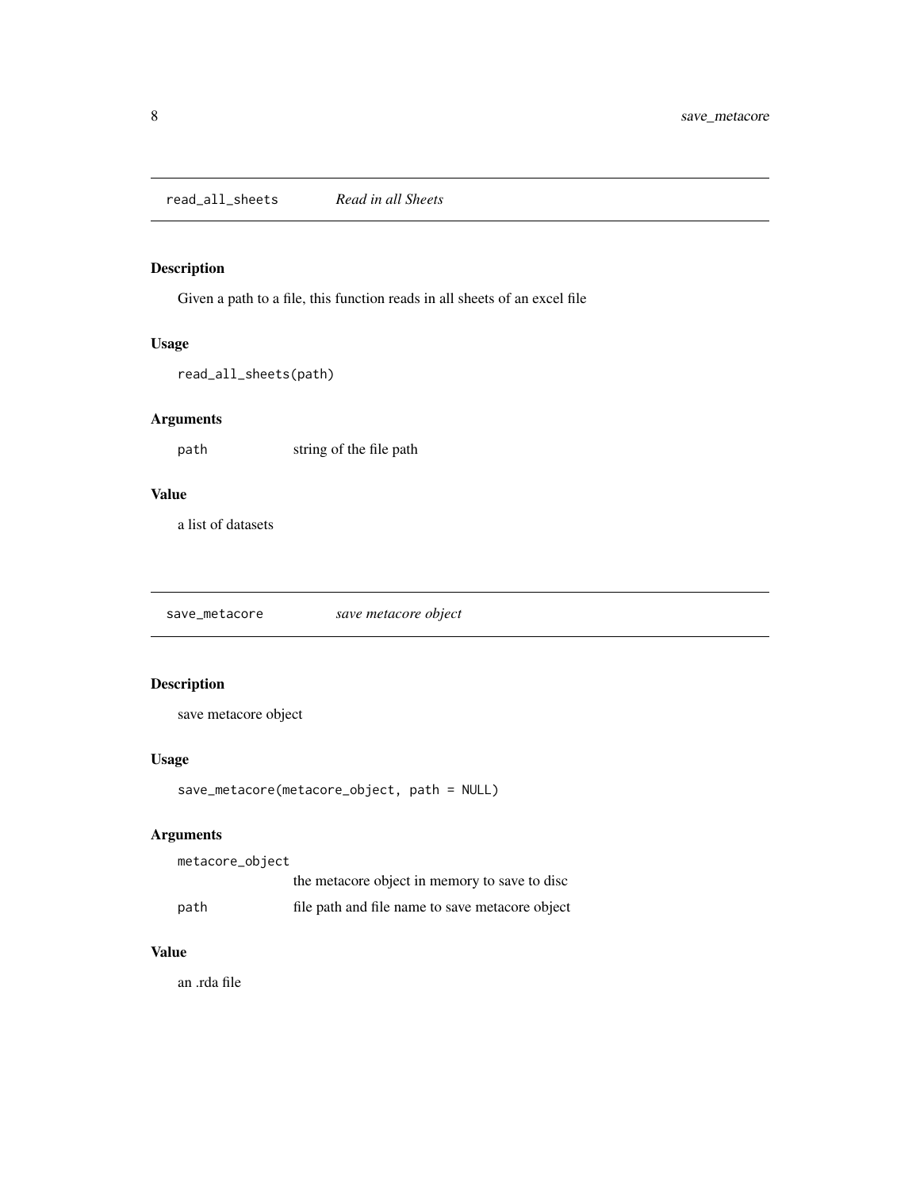## read_all_sheets — *Read in all Sheets*

### Description

Given a path to a file, this function reads in all sheets of an excel file

### Usage

```
read_all_sheets(path)
```

### Arguments

| | |
|---|---|
| path | string of the file path |

### Value

a list of datasets

## save_metacore — *save metacore object*

### Description

save metacore object

### Usage

```
save_metacore(metacore_object, path = NULL)
```

### Arguments

| | |
|---|---|
| metacore_object | the metacore object in memory to save to disc |
| path | file path and file name to save metacore object |

### Value

an .rda file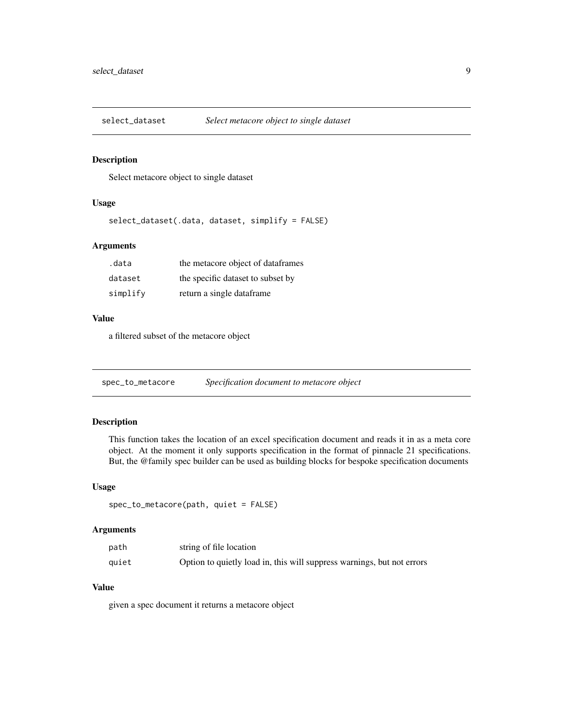## select_dataset — *Select metacore object to single dataset*

### Description

Select metacore object to single dataset

### Usage

```
select_dataset(.data, dataset, simplify = FALSE)
```

### Arguments

| | |
|---|---|
| .data | the metacore object of dataframes |
| dataset | the specific dataset to subset by |
| simplify | return a single dataframe |

### Value

a filtered subset of the metacore object

## spec_to_metacore — *Specification document to metacore object*

### Description

This function takes the location of an excel specification document and reads it in as a meta core object. At the moment it only supports specification in the format of pinnacle 21 specifications. But, the @family spec builder can be used as building blocks for bespoke specification documents

### Usage

```
spec_to_metacore(path, quiet = FALSE)
```

### Arguments

| | |
|---|---|
| path | string of file location |
| quiet | Option to quietly load in, this will suppress warnings, but not errors |

### Value

given a spec document it returns a metacore object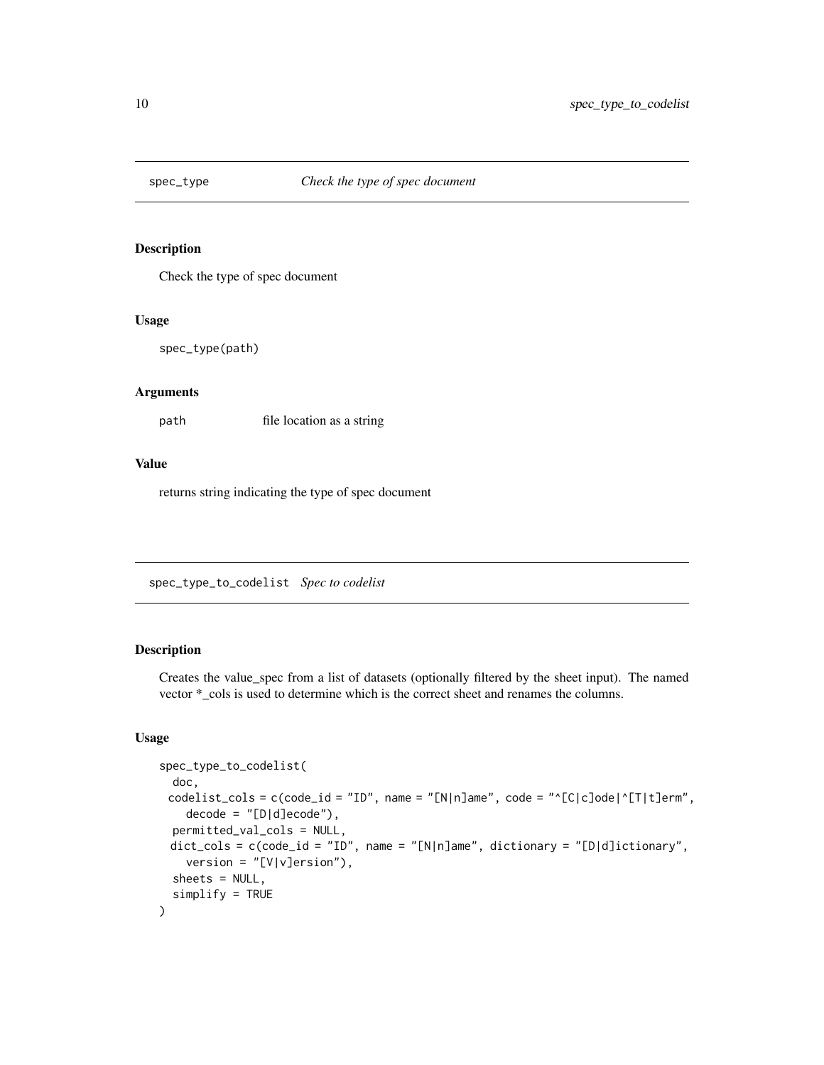## spec_type — *Check the type of spec document*

### Description

Check the type of spec document

### Usage

```
spec_type(path)
```

### Arguments

| | |
|---|---|
| path | file location as a string |

### Value

returns string indicating the type of spec document

## spec_type_to_codelist — *Spec to codelist*

### Description

Creates the value_spec from a list of datasets (optionally filtered by the sheet input). The named vector *_cols is used to determine which is the correct sheet and renames the columns.

### Usage

```
spec_type_to_codelist(
  doc,
  codelist_cols = c(code_id = "ID", name = "[N|n]ame", code = "^[C|c]ode|^[T|t]erm",
    decode = "[D|d]ecode"),
  permitted_val_cols = NULL,
  dict_cols = c(code_id = "ID", name = "[N|n]ame", dictionary = "[D|d]ictionary",
    version = "[V|v]ersion"),
  sheets = NULL,
  simplify = TRUE
)
```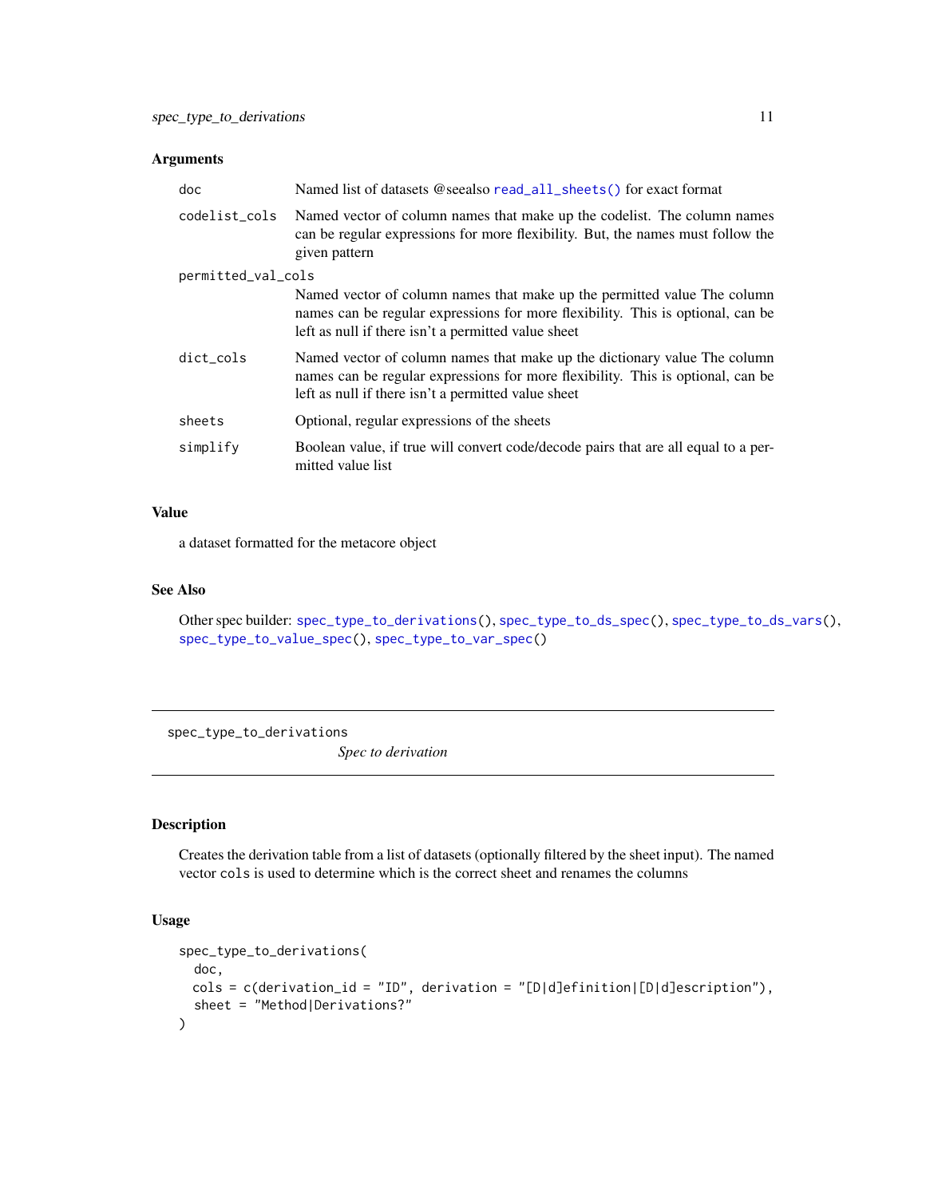## Arguments

| | |
|---|---|
| doc | Named list of datasets @seealso `read_all_sheets()` for exact format |
| codelist_cols | Named vector of column names that make up the codelist. The column names can be regular expressions for more flexibility. But, the names must follow the given pattern |
| permitted_val_cols | Named vector of column names that make up the permitted value The column names can be regular expressions for more flexibility. This is optional, can be left as null if there isn't a permitted value sheet |
| dict_cols | Named vector of column names that make up the dictionary value The column names can be regular expressions for more flexibility. This is optional, can be left as null if there isn't a permitted value sheet |
| sheets | Optional, regular expressions of the sheets |
| simplify | Boolean value, if true will convert code/decode pairs that are all equal to a permitted value list |

## Value

a dataset formatted for the metacore object

## See Also

Other spec builder: `spec_type_to_derivations()`, `spec_type_to_ds_spec()`, `spec_type_to_ds_vars()`, `spec_type_to_value_spec()`, `spec_type_to_var_spec()`

---

# spec_type_to_derivations *Spec to derivation*

## Description

Creates the derivation table from a list of datasets (optionally filtered by the sheet input). The named vector `cols` is used to determine which is the correct sheet and renames the columns

## Usage

```
spec_type_to_derivations(
  doc,
  cols = c(derivation_id = "ID", derivation = "[D|d]efinition|[D|d]escription"),
  sheet = "Method|Derivations?"
)
```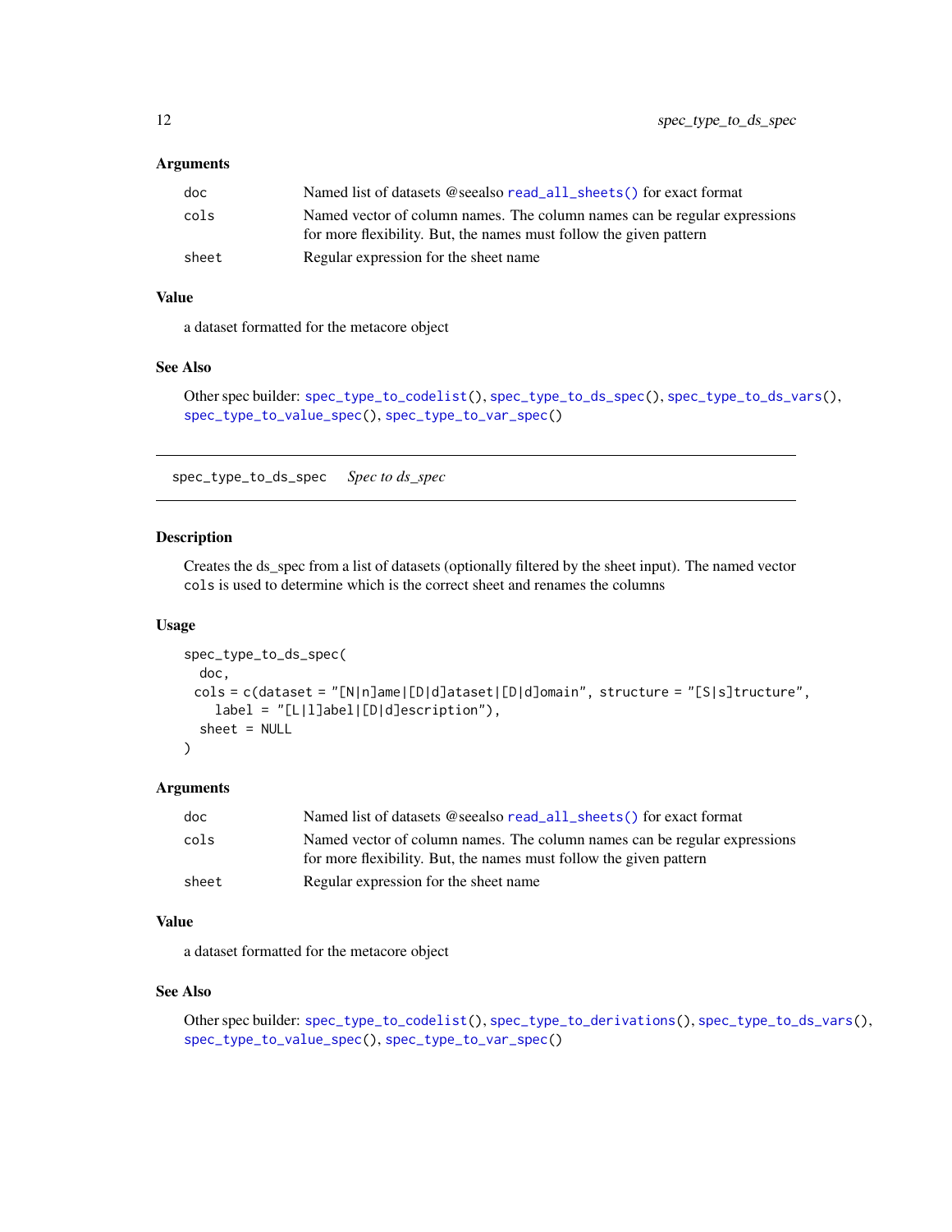### Arguments

| | |
|---|---|
| doc | Named list of datasets @seealso `read_all_sheets()` for exact format |
| cols | Named vector of column names. The column names can be regular expressions for more flexibility. But, the names must follow the given pattern |
| sheet | Regular expression for the sheet name |

### Value

a dataset formatted for the metacore object

### See Also

Other spec builder: `spec_type_to_codelist()`, `spec_type_to_ds_spec()`, `spec_type_to_ds_vars()`, `spec_type_to_value_spec()`, `spec_type_to_var_spec()`

---

## spec_type_to_ds_spec *Spec to ds_spec*

### Description

Creates the ds_spec from a list of datasets (optionally filtered by the sheet input). The named vector `cols` is used to determine which is the correct sheet and renames the columns

### Usage

```
spec_type_to_ds_spec(
  doc,
 cols = c(dataset = "[N|n]ame|[D|d]ataset|[D|d]omain", structure = "[S|s]tructure",
    label = "[L|l]abel|[D|d]escription"),
  sheet = NULL
)
```

### Arguments

| | |
|---|---|
| doc | Named list of datasets @seealso `read_all_sheets()` for exact format |
| cols | Named vector of column names. The column names can be regular expressions for more flexibility. But, the names must follow the given pattern |
| sheet | Regular expression for the sheet name |

### Value

a dataset formatted for the metacore object

### See Also

Other spec builder: `spec_type_to_codelist()`, `spec_type_to_derivations()`, `spec_type_to_ds_vars()`, `spec_type_to_value_spec()`, `spec_type_to_var_spec()`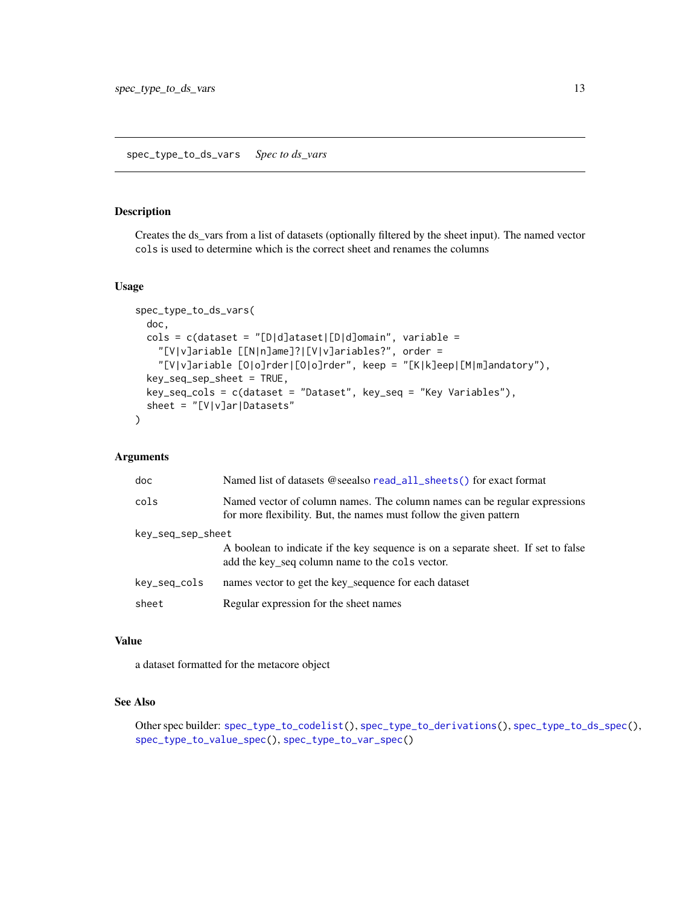## spec_type_to_ds_vars *Spec to ds_vars*

### Description

Creates the ds_vars from a list of datasets (optionally filtered by the sheet input). The named vector `cols` is used to determine which is the correct sheet and renames the columns

### Usage

```
spec_type_to_ds_vars(
  doc,
  cols = c(dataset = "[D|d]ataset|[D|d]omain", variable =
    "[V|v]ariable [[N|n]ame]?|[V|v]ariables?", order =
    "[V|v]ariable [O|o]rder|[O|o]rder", keep = "[K|k]eep|[M|m]andatory"),
  key_seq_sep_sheet = TRUE,
  key_seq_cols = c(dataset = "Dataset", key_seq = "Key Variables"),
  sheet = "[V|v]ar|Datasets"
)
```

### Arguments

| | |
|---|---|
| `doc` | Named list of datasets @seealso `read_all_sheets()` for exact format |
| `cols` | Named vector of column names. The column names can be regular expressions for more flexibility. But, the names must follow the given pattern |
| `key_seq_sep_sheet` | A boolean to indicate if the key sequence is on a separate sheet. If set to false add the key_seq column name to the `cols` vector. |
| `key_seq_cols` | names vector to get the key_sequence for each dataset |
| `sheet` | Regular expression for the sheet names |

### Value

a dataset formatted for the metacore object

### See Also

Other spec builder: `spec_type_to_codelist()`, `spec_type_to_derivations()`, `spec_type_to_ds_spec()`, `spec_type_to_value_spec()`, `spec_type_to_var_spec()`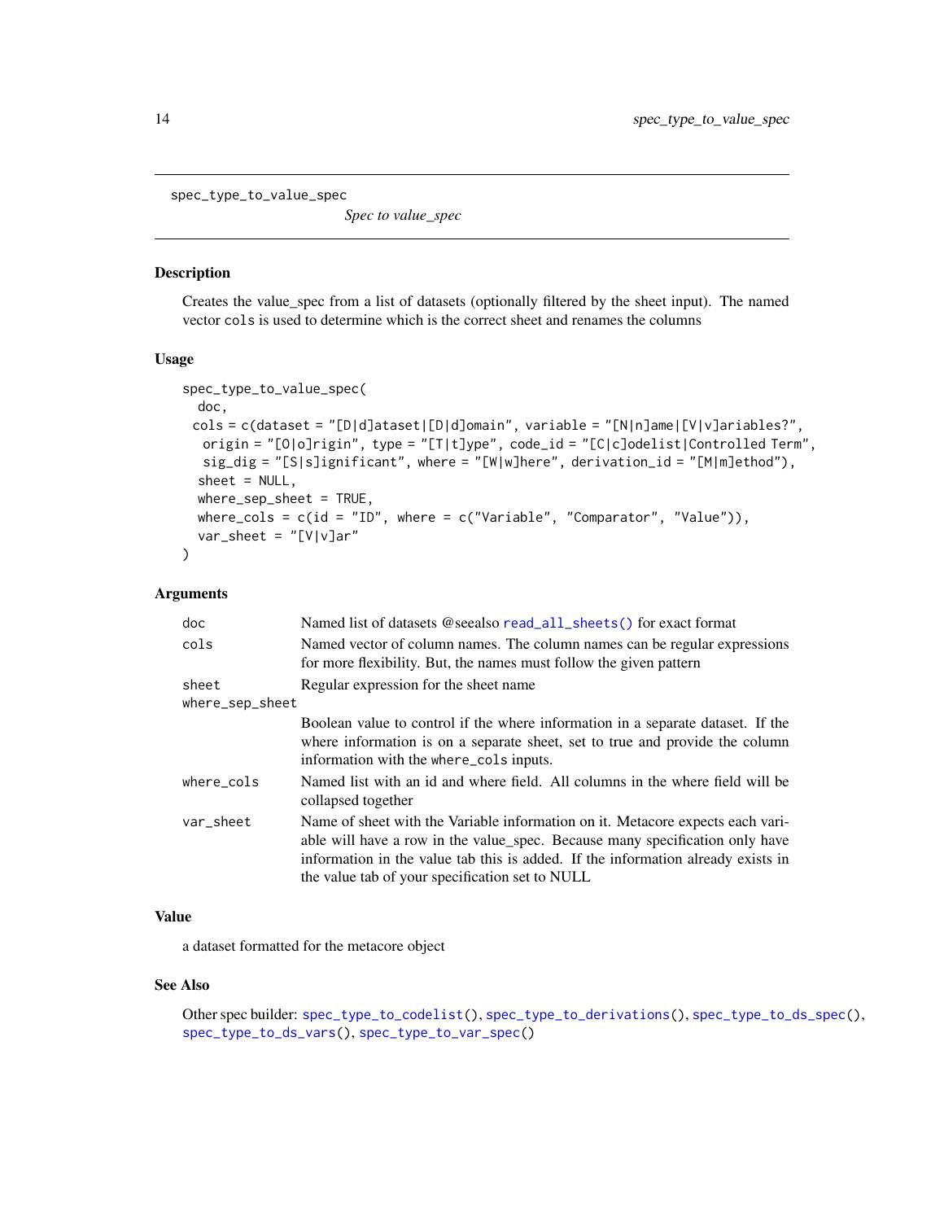## spec_type_to_value_spec

*Spec to value_spec*

### Description

Creates the value_spec from a list of datasets (optionally filtered by the sheet input). The named vector `cols` is used to determine which is the correct sheet and renames the columns

### Usage

```
spec_type_to_value_spec(
  doc,
  cols = c(dataset = "[D|d]ataset|[D|d]omain", variable = "[N|n]ame|[V|v]ariables?",
    origin = "[O|o]rigin", type = "[T|t]ype", code_id = "[C|c]odelist|Controlled Term",
    sig_dig = "[S|s]ignificant", where = "[W|w]here", derivation_id = "[M|m]ethod"),
  sheet = NULL,
  where_sep_sheet = TRUE,
  where_cols = c(id = "ID", where = c("Variable", "Comparator", "Value")),
  var_sheet = "[V|v]ar"
)
```

### Arguments

| Argument | Description |
|---|---|
| `doc` | Named list of datasets @seealso `read_all_sheets()` for exact format |
| `cols` | Named vector of column names. The column names can be regular expressions for more flexibility. But, the names must follow the given pattern |
| `sheet` | Regular expression for the sheet name |
| `where_sep_sheet` | Boolean value to control if the where information in a separate dataset. If the where information is on a separate sheet, set to true and provide the column information with the `where_cols` inputs. |
| `where_cols` | Named list with an id and where field. All columns in the where field will be collapsed together |
| `var_sheet` | Name of sheet with the Variable information on it. Metacore expects each variable will have a row in the value_spec. Because many specification only have information in the value tab this is added. If the information already exists in the value tab of your specification set to NULL |

### Value

a dataset formatted for the metacore object

### See Also

Other spec builder: `spec_type_to_codelist()`, `spec_type_to_derivations()`, `spec_type_to_ds_spec()`, `spec_type_to_ds_vars()`, `spec_type_to_var_spec()`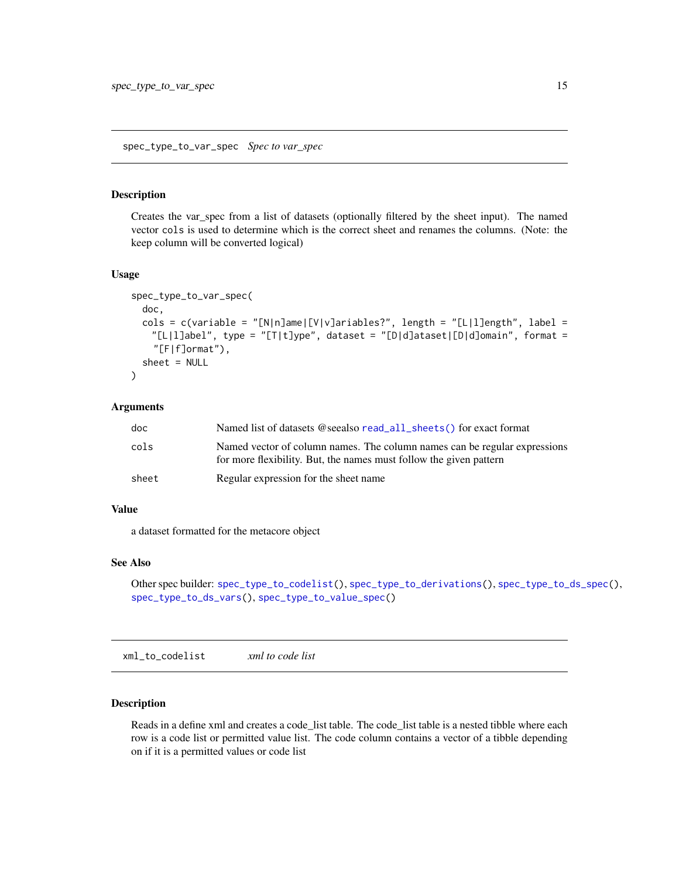## spec_type_to_var_spec    *Spec to var_spec*

### Description

Creates the var_spec from a list of datasets (optionally filtered by the sheet input). The named vector cols is used to determine which is the correct sheet and renames the columns. (Note: the keep column will be converted logical)

### Usage

```
spec_type_to_var_spec(
  doc,
  cols = c(variable = "[N|n]ame|[V|v]ariables?", length = "[L|l]ength", label =
    "[L|l]abel", type = "[T|t]ype", dataset = "[D|d]ataset|[D|d]omain", format =
    "[F|f]ormat"),
  sheet = NULL
)
```

### Arguments

| | |
|---|---|
| doc | Named list of datasets @seealso read_all_sheets() for exact format |
| cols | Named vector of column names. The column names can be regular expressions for more flexibility. But, the names must follow the given pattern |
| sheet | Regular expression for the sheet name |

### Value

a dataset formatted for the metacore object

### See Also

Other spec builder: spec_type_to_codelist(), spec_type_to_derivations(), spec_type_to_ds_spec(), spec_type_to_ds_vars(), spec_type_to_value_spec()

## xml_to_codelist    *xml to code list*

### Description

Reads in a define xml and creates a code_list table. The code_list table is a nested tibble where each row is a code list or permitted value list. The code column contains a vector of a tibble depending on if it is a permitted values or code list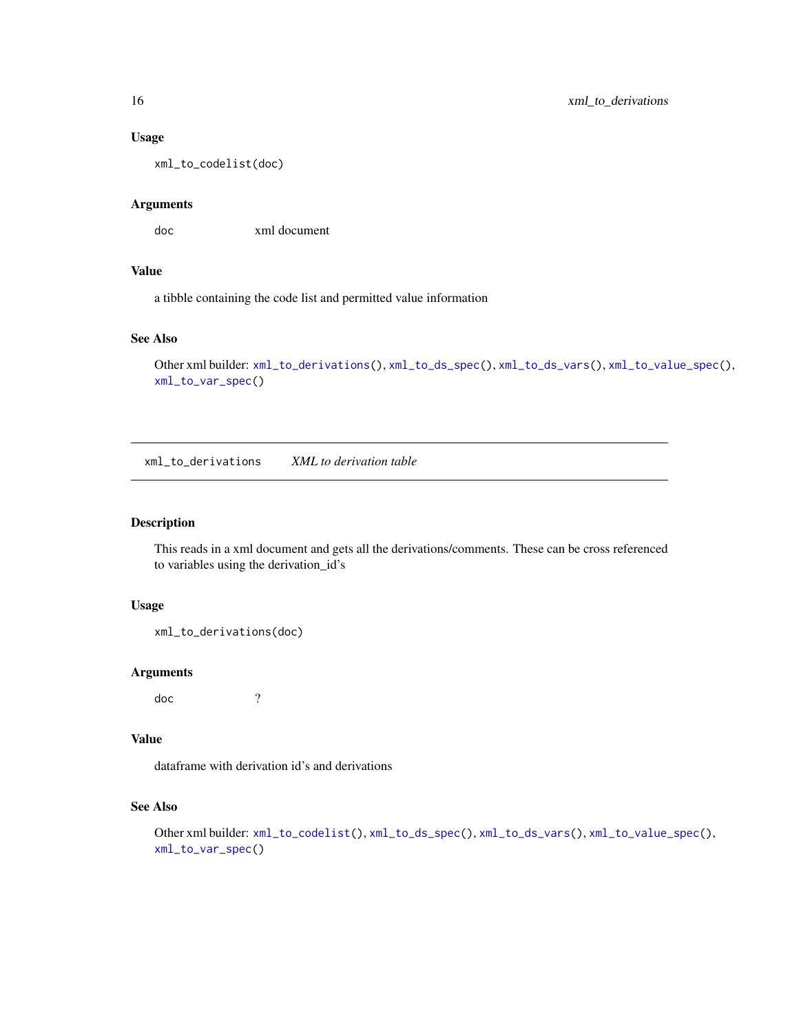### Usage

```
xml_to_codelist(doc)
```

### Arguments

| | |
|---|---|
| doc | xml document |

### Value

a tibble containing the code list and permitted value information

### See Also

Other xml builder: `xml_to_derivations()`, `xml_to_ds_spec()`, `xml_to_ds_vars()`, `xml_to_value_spec()`, `xml_to_var_spec()`

---

## xml_to_derivations    *XML to derivation table*

---

### Description

This reads in a xml document and gets all the derivations/comments. These can be cross referenced to variables using the derivation_id's

### Usage

```
xml_to_derivations(doc)
```

### Arguments

| | |
|---|---|
| doc | ? |

### Value

dataframe with derivation id's and derivations

### See Also

Other xml builder: `xml_to_codelist()`, `xml_to_ds_spec()`, `xml_to_ds_vars()`, `xml_to_value_spec()`, `xml_to_var_spec()`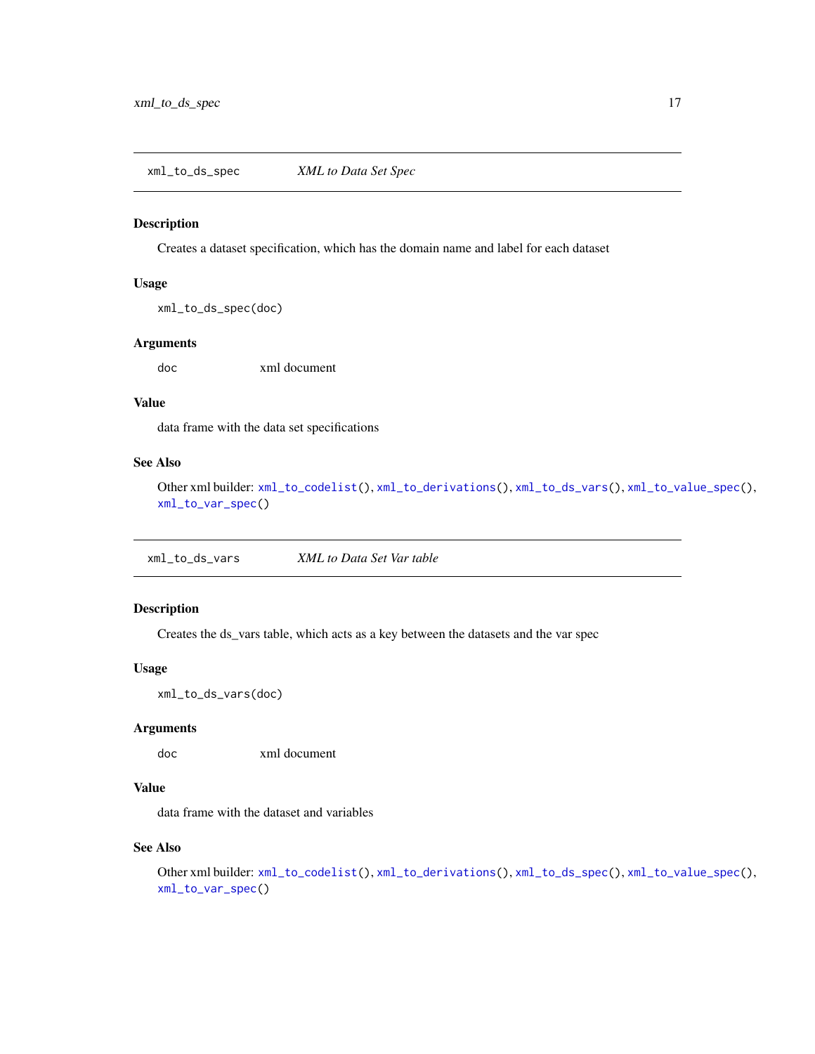## xml_to_ds_spec — *XML to Data Set Spec*

### Description

Creates a dataset specification, which has the domain name and label for each dataset

### Usage

```
xml_to_ds_spec(doc)
```

### Arguments

| | |
|---|---|
| doc | xml document |

### Value

data frame with the data set specifications

### See Also

Other xml builder: `xml_to_codelist()`, `xml_to_derivations()`, `xml_to_ds_vars()`, `xml_to_value_spec()`, `xml_to_var_spec()`

## xml_to_ds_vars — *XML to Data Set Var table*

### Description

Creates the ds_vars table, which acts as a key between the datasets and the var spec

### Usage

```
xml_to_ds_vars(doc)
```

### Arguments

| | |
|---|---|
| doc | xml document |

### Value

data frame with the dataset and variables

### See Also

Other xml builder: `xml_to_codelist()`, `xml_to_derivations()`, `xml_to_ds_spec()`, `xml_to_value_spec()`, `xml_to_var_spec()`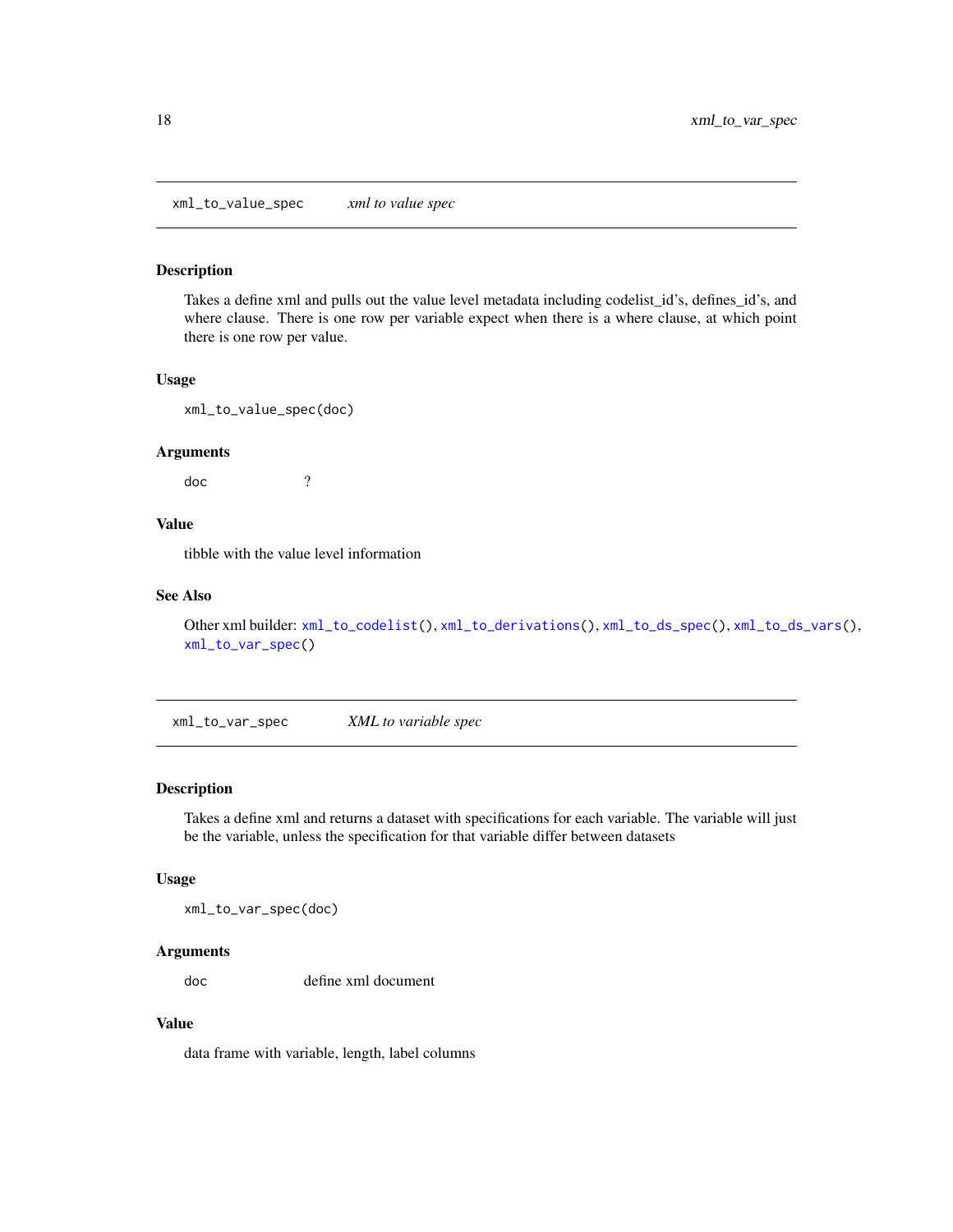## xml_to_value_spec    *xml to value spec*

### Description

Takes a define xml and pulls out the value level metadata including codelist_id's, defines_id's, and where clause. There is one row per variable expect when there is a where clause, at which point there is one row per value.

### Usage

```
xml_to_value_spec(doc)
```

### Arguments

| | |
|---|---|
| doc | ? |

### Value

tibble with the value level information

### See Also

Other xml builder: `xml_to_codelist()`, `xml_to_derivations()`, `xml_to_ds_spec()`, `xml_to_ds_vars()`, `xml_to_var_spec()`

## xml_to_var_spec    *XML to variable spec*

### Description

Takes a define xml and returns a dataset with specifications for each variable. The variable will just be the variable, unless the specification for that variable differ between datasets

### Usage

```
xml_to_var_spec(doc)
```

### Arguments

| | |
|---|---|
| doc | define xml document |

### Value

data frame with variable, length, label columns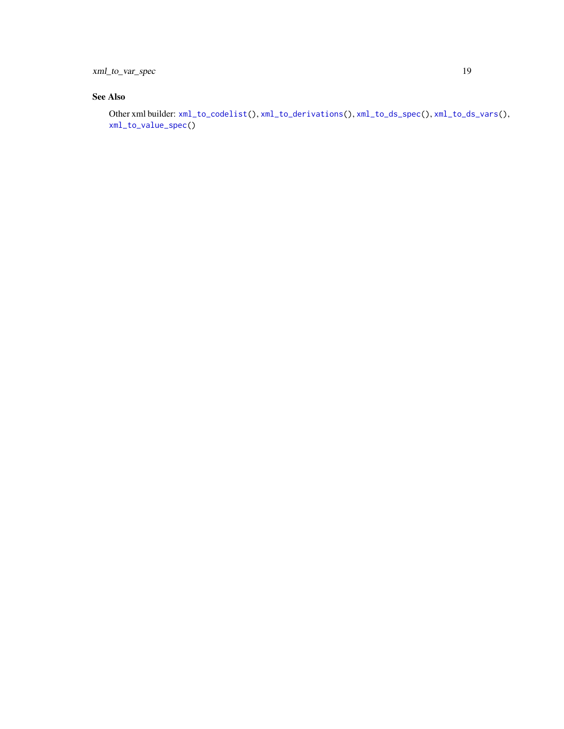### See Also

Other xml builder: `xml_to_codelist()`, `xml_to_derivations()`, `xml_to_ds_spec()`, `xml_to_ds_vars()`, `xml_to_value_spec()`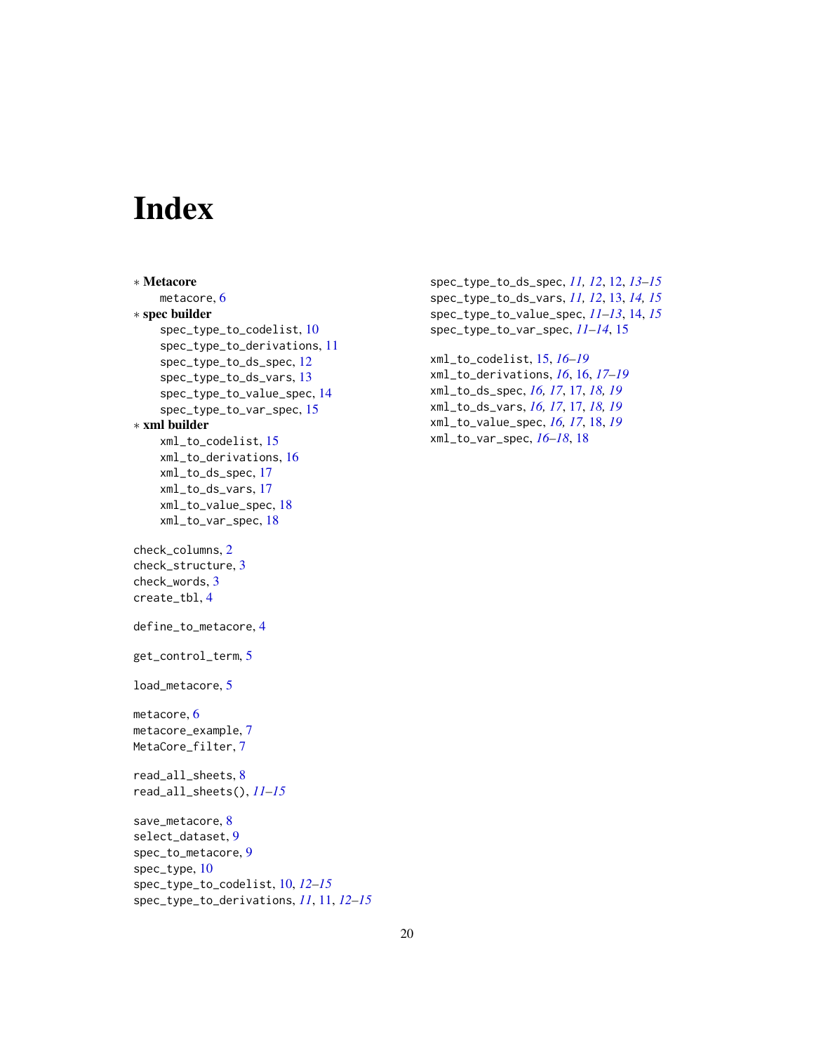# Index

∗ **Metacore**
  metacore, 6

∗ **spec builder**
  spec_type_to_codelist, 10
  spec_type_to_derivations, 11
  spec_type_to_ds_spec, 12
  spec_type_to_ds_vars, 13
  spec_type_to_value_spec, 14
  spec_type_to_var_spec, 15

∗ **xml builder**
  xml_to_codelist, 15
  xml_to_derivations, 16
  xml_to_ds_spec, 17
  xml_to_ds_vars, 17
  xml_to_value_spec, 18
  xml_to_var_spec, 18

check_columns, 2
check_structure, 3
check_words, 3
create_tbl, 4

define_to_metacore, 4

get_control_term, 5

load_metacore, 5

metacore, 6
metacore_example, 7
MetaCore_filter, 7

read_all_sheets, 8
read_all_sheets(), *11–15*

save_metacore, 8
select_dataset, 9
spec_to_metacore, 9
spec_type, 10
spec_type_to_codelist, 10, *12–15*
spec_type_to_derivations, *11*, 11, *12–15*
spec_type_to_ds_spec, *11, 12*, 12, *13–15*
spec_type_to_ds_vars, *11, 12*, 13, *14, 15*
spec_type_to_value_spec, *11–13*, 14, *15*
spec_type_to_var_spec, *11–14*, 15

xml_to_codelist, 15, *16–19*
xml_to_derivations, *16*, 16, *17–19*
xml_to_ds_spec, *16, 17*, 17, *18, 19*
xml_to_ds_vars, *16, 17*, 17, *18, 19*
xml_to_value_spec, *16, 17*, 18, *19*
xml_to_var_spec, *16–18*, 18